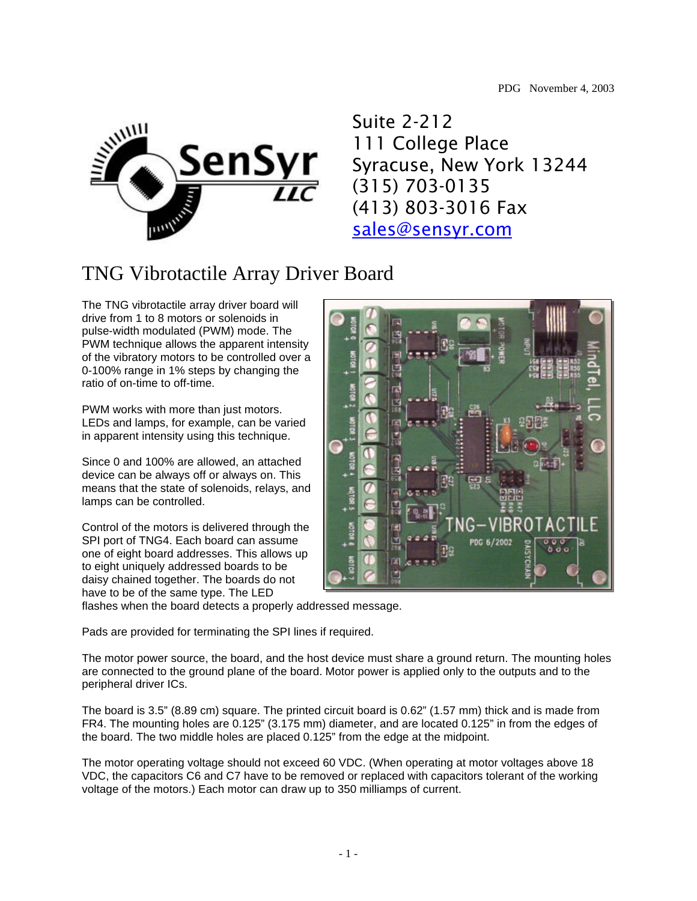PDG November 4, 2003

Suite 2-212
111 College Place
Syracuse, New York 13244
(315) 703-0135
(413) 803-3016 Fax
sales@sensyr.com

# TNG Vibrotactile Array Driver Board

The TNG vibrotactile array driver board will drive from 1 to 8 motors or solenoids in pulse-width modulated (PWM) mode. The PWM technique allows the apparent intensity of the vibratory motors to be controlled over a 0-100% range in 1% steps by changing the ratio of on-time to off-time.

PWM works with more than just motors. LEDs and lamps, for example, can be varied in apparent intensity using this technique.

Since 0 and 100% are allowed, an attached device can be always off or always on. This means that the state of solenoids, relays, and lamps can be controlled.

Control of the motors is delivered through the SPI port of TNG4. Each board can assume one of eight board addresses. This allows up to eight uniquely addressed boards to be daisy chained together. The boards do not have to be of the same type. The LED flashes when the board detects a properly addressed message.

Pads are provided for terminating the SPI lines if required.

The motor power source, the board, and the host device must share a ground return. The mounting holes are connected to the ground plane of the board. Motor power is applied only to the outputs and to the peripheral driver ICs.

The board is 3.5" (8.89 cm) square. The printed circuit board is 0.62" (1.57 mm) thick and is made from FR4. The mounting holes are 0.125" (3.175 mm) diameter, and are located 0.125" in from the edges of the board. The two middle holes are placed 0.125" from the edge at the midpoint.

The motor operating voltage should not exceed 60 VDC. (When operating at motor voltages above 18 VDC, the capacitors C6 and C7 have to be removed or replaced with capacitors tolerant of the working voltage of the motors.) Each motor can draw up to 350 milliamps of current.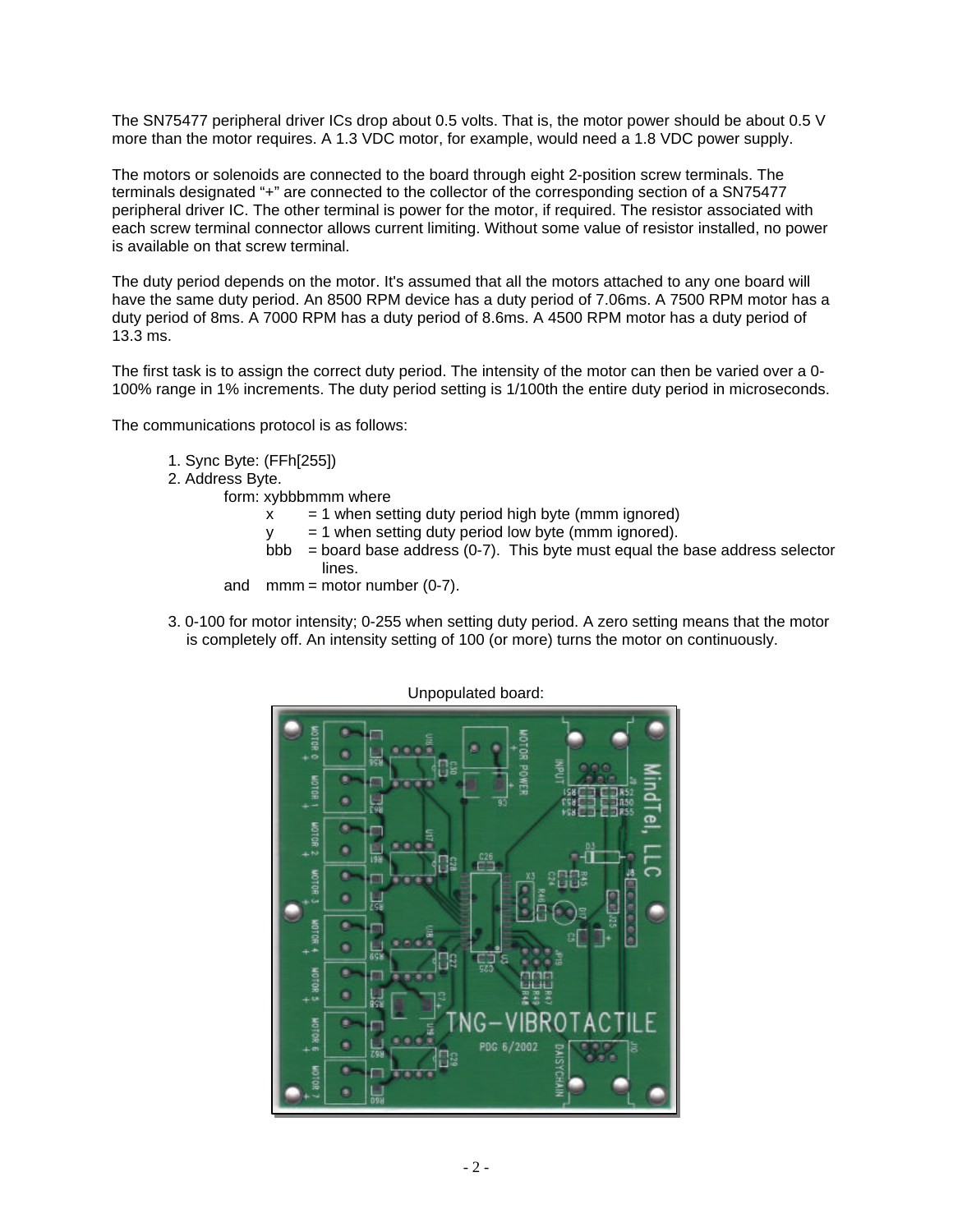The SN75477 peripheral driver ICs drop about 0.5 volts. That is, the motor power should be about 0.5 V more than the motor requires. A 1.3 VDC motor, for example, would need a 1.8 VDC power supply.

The motors or solenoids are connected to the board through eight 2-position screw terminals. The terminals designated "+" are connected to the collector of the corresponding section of a SN75477 peripheral driver IC. The other terminal is power for the motor, if required. The resistor associated with each screw terminal connector allows current limiting. Without some value of resistor installed, no power is available on that screw terminal.

The duty period depends on the motor. It's assumed that all the motors attached to any one board will have the same duty period. An 8500 RPM device has a duty period of 7.06ms. A 7500 RPM motor has a duty period of 8ms. A 7000 RPM has a duty period of 8.6ms. A 4500 RPM motor has a duty period of 13.3 ms.

The first task is to assign the correct duty period. The intensity of the motor can then be varied over a 0-100% range in 1% increments. The duty period setting is 1/100th the entire duty period in microseconds.

The communications protocol is as follows:

1. Sync Byte: (FFh[255])
2. Address Byte.
   - form: xybbbmmm where
     - x = 1 when setting duty period high byte (mmm ignored)
     - y = 1 when setting duty period low byte (mmm ignored).
     - bbb = board base address (0-7). This byte must equal the base address selector lines.
   - and mmm = motor number (0-7).
3. 0-100 for motor intensity; 0-255 when setting duty period. A zero setting means that the motor is completely off. An intensity setting of 100 (or more) turns the motor on continuously.

Unpopulated board: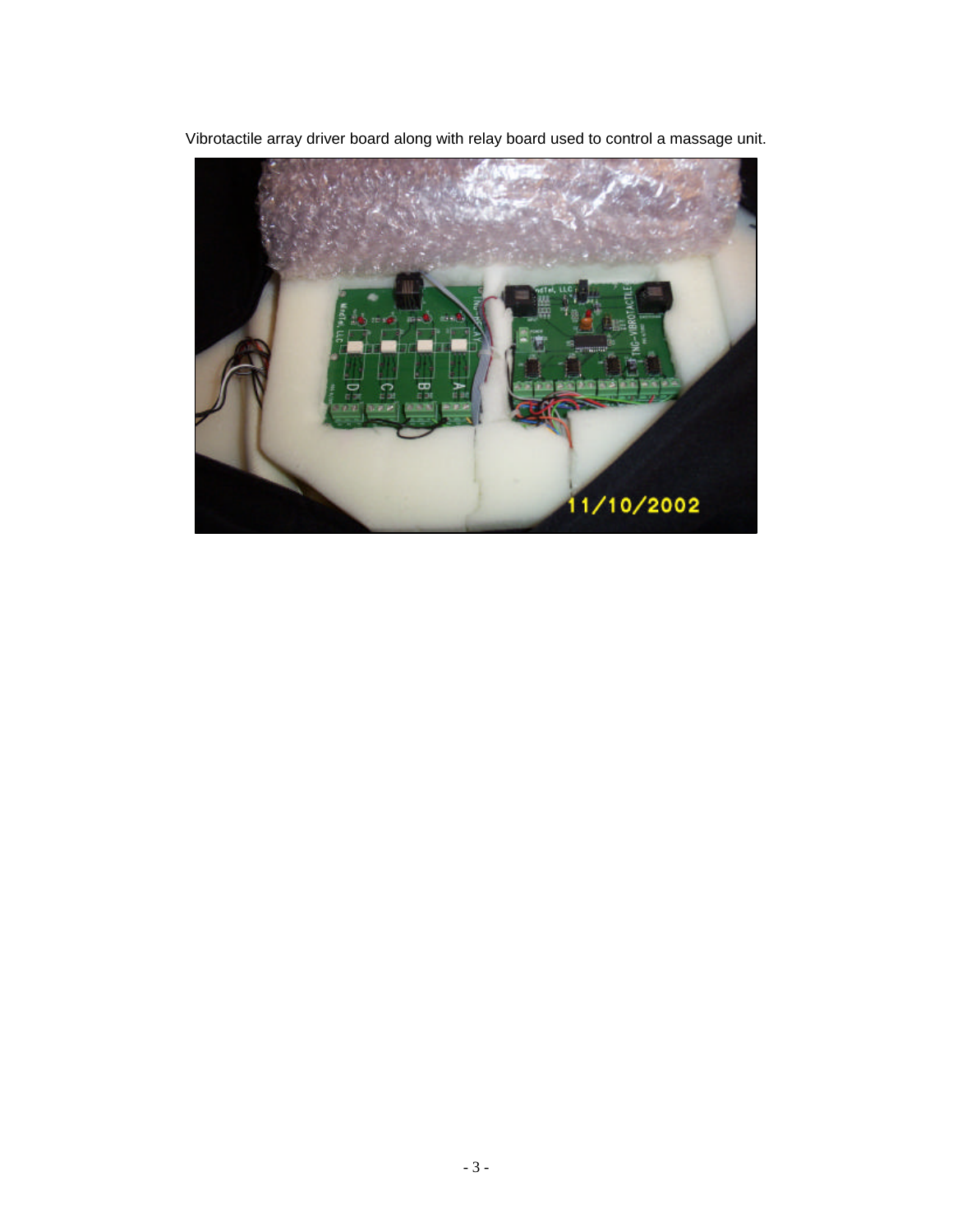Vibrotactile array driver board along with relay board used to control a massage unit.